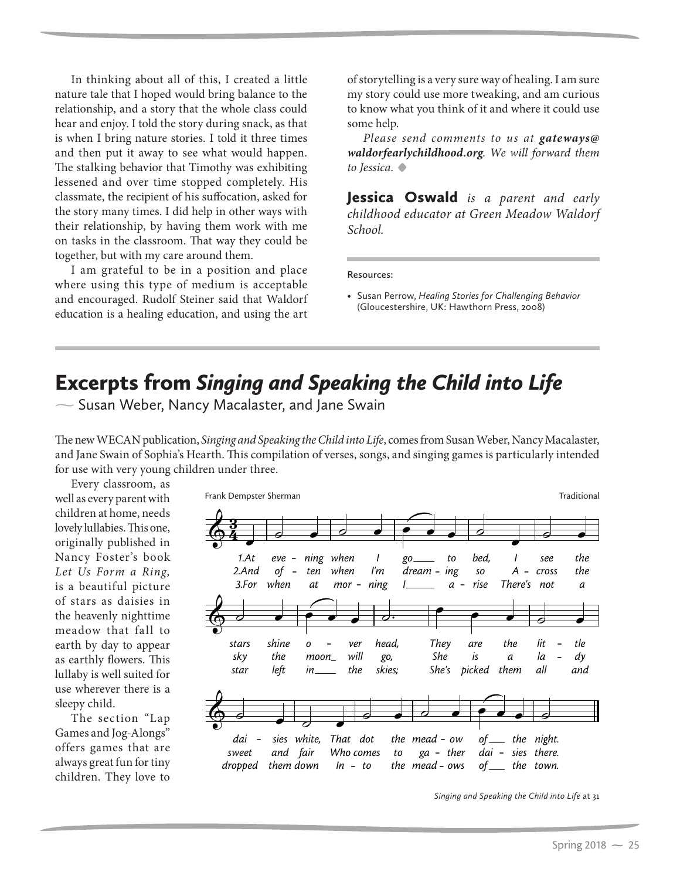In thinking about all of this, I created a little nature tale that I hoped would bring balance to the relationship, and a story that the whole class could hear and enjoy. I told the story during snack, as that is when I bring nature stories. I told it three times and then put it away to see what would happen. The stalking behavior that Timothy was exhibiting lessened and over time stopped completely. His classmate, the recipient of his suffocation, asked for the story many times. I did help in other ways with their relationship, by having them work with me on tasks in the classroom. That way they could be together, but with my care around them.

I am grateful to be in a position and place where using this type of medium is acceptable and encouraged. Rudolf Steiner said that Waldorf education is a healing education, and using the art of storytelling is a very sure way of healing. I am sure my story could use more tweaking, and am curious to know what you think of it and where it could use some help.

*Please send comments to us at **gateways@waldorfearlychildhood.org**. We will forward them to Jessica.* ◆

**Jessica Oswald** *is a parent and early childhood educator at Green Meadow Waldorf School.*

Resources:

- Susan Perrow, *Healing Stories for Challenging Behavior* (Gloucestershire, UK: Hawthorn Press, 2008)

## Excerpts from *Singing and Speaking the Child into Life*

— Susan Weber, Nancy Macalaster, and Jane Swain

The new WECAN publication, *Singing and Speaking the Child into Life*, comes from Susan Weber, Nancy Macalaster, and Jane Swain of Sophia's Hearth. This compilation of verses, songs, and singing games is particularly intended for use with very young children under three.

Every classroom, as well as every parent with children at home, needs lovely lullabies. This one, originally published in Nancy Foster's book *Let Us Form a Ring,* is a beautiful picture of stars as daisies in the heavenly nighttime meadow that fall to earth by day to appear as earthly flowers. This lullaby is well suited for use wherever there is a sleepy child.

The section "Lap Games and Jog-Alongs" offers games that are always great fun for tiny children. They love to

Frank Dempster Sherman — Traditional

1. At evening when I go to bed, I see the stars shine over head, They are the little daisies white, That dot the meadow of the night.
2. And often when I'm dreaming so Across the sky the moon will go, She is a lady sweet and fair Who comes to gather daisies there.
3. For when at morning I arise There's not a star left in the skies; She's picked them all and dropped them down Into the meadows of the town.

*Singing and Speaking the Child into Life* at 31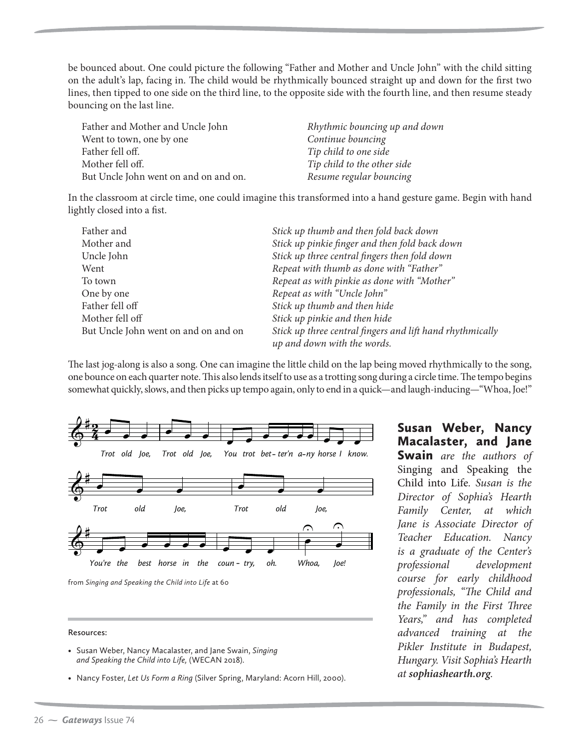be bounced about. One could picture the following "Father and Mother and Uncle John" with the child sitting on the adult's lap, facing in. The child would be rhythmically bounced straight up and down for the first two lines, then tipped to one side on the third line, to the opposite side with the fourth line, and then resume steady bouncing on the last line.

| | |
|---|---|
| Father and Mother and Uncle John | *Rhythmic bouncing up and down* |
| Went to town, one by one | *Continue bouncing* |
| Father fell off. | *Tip child to one side* |
| Mother fell off. | *Tip child to the other side* |
| But Uncle John went on and on and on. | *Resume regular bouncing* |

In the classroom at circle time, one could imagine this transformed into a hand gesture game. Begin with hand lightly closed into a fist.

| | |
|---|---|
| Father and | *Stick up thumb and then fold back down* |
| Mother and | *Stick up pinkie finger and then fold back down* |
| Uncle John | *Stick up three central fingers then fold down* |
| Went | *Repeat with thumb as done with "Father"* |
| To town | *Repeat as with pinkie as done with "Mother"* |
| One by one | *Repeat as with "Uncle John"* |
| Father fell off | *Stick up thumb and then hide* |
| Mother fell off | *Stick up pinkie and then hide* |
| But Uncle John went on and on and on | *Stick up three central fingers and lift hand rhythmically up and down with the words.* |

The last jog-along is also a song. One can imagine the little child on the lap being moved rhythmically to the song, one bounce on each quarter note. This also lends itself to use as a trotting song during a circle time. The tempo begins somewhat quickly, slows, and then picks up tempo again, only to end in a quick—and laugh-inducing—"Whoa, Joe!"

*Trot old Joe, Trot old Joe, You trot bet-ter'n a-ny horse I know.*

*Trot old Joe, Trot old Joe,*

*You're the best horse in the coun-try, oh. Whoa, Joe!*

from *Singing and Speaking the Child into Life* at 60

Resources:

- Susan Weber, Nancy Macalaster, and Jane Swain, *Singing and Speaking the Child into Life,* (WECAN 2018).
- Nancy Foster, *Let Us Form a Ring* (Silver Spring, Maryland: Acorn Hill, 2000).

**Susan Weber, Nancy Macalaster, and Jane Swain** *are the authors of* Singing and Speaking the Child into Life. *Susan is the Director of Sophia's Hearth Family Center, at which Jane is Associate Director of Teacher Education. Nancy is a graduate of the Center's professional development course for early childhood professionals, "The Child and the Family in the First Three Years," and has completed advanced training at the Pikler Institute in Budapest, Hungary. Visit Sophia's Hearth at* ***sophiashearth.org****.*